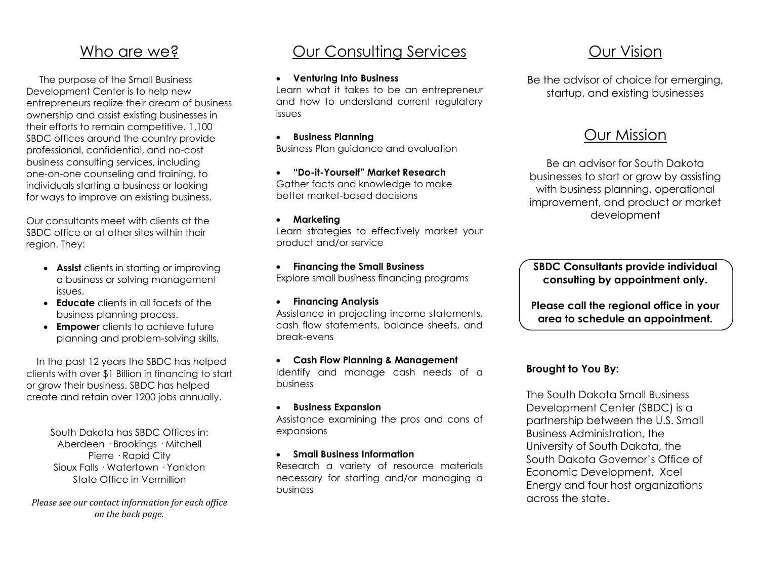## Who are we?

The purpose of the Small Business Development Center is to help new entrepreneurs realize their dream of business ownership and assist existing businesses in their efforts to remain competitive. 1,100 SBDC offices around the country provide professional, confidential, and no-cost business consulting services, including one-on-one counseling and training, to individuals starting a business or looking for ways to improve an existing business.

Our consultants meet with clients at the SBDC office or at other sites within their region. They:

- **Assist** clients in starting or improving a business or solving management issues.
- **Educate** clients in all facets of the business planning process.
- **Empower** clients to achieve future planning and problem-solving skills.

In the past 12 years the SBDC has helped clients with over $1 Billion in financing to start or grow their business. SBDC has helped create and retain over 1200 jobs annually.

South Dakota has SBDC Offices in:
Aberdeen · Brookings · Mitchell
Pierre · Rapid City
Sioux Falls · Watertown · Yankton
State Office in Vermillion

*Please see our contact information for each office on the back page.*

## Our Consulting Services

- **Venturing Into Business**
  Learn what it takes to be an entrepreneur and how to understand current regulatory issues
- **Business Planning**
  Business Plan guidance and evaluation
- **"Do-it-Yourself" Market Research**
  Gather facts and knowledge to make better market-based decisions
- **Marketing**
  Learn strategies to effectively market your product and/or service
- **Financing the Small Business**
  Explore small business financing programs
- **Financing Analysis**
  Assistance in projecting income statements, cash flow statements, balance sheets, and break-evens
- **Cash Flow Planning & Management**
  Identify and manage cash needs of a business
- **Business Expansion**
  Assistance examining the pros and cons of expansions
- **Small Business Information**
  Research a variety of resource materials necessary for starting and/or managing a business

## Our Vision

Be the advisor of choice for emerging, startup, and existing businesses

## Our Mission

Be an advisor for South Dakota businesses to start or grow by assisting with business planning, operational improvement, and product or market development

**SBDC Consultants provide individual consulting by appointment only.**

**Please call the regional office in your area to schedule an appointment.**

**Brought to You By:**

The South Dakota Small Business Development Center (SBDC) is a partnership between the U.S. Small Business Administration, the University of South Dakota, the South Dakota Governor's Office of Economic Development, Xcel Energy and four host organizations across the state.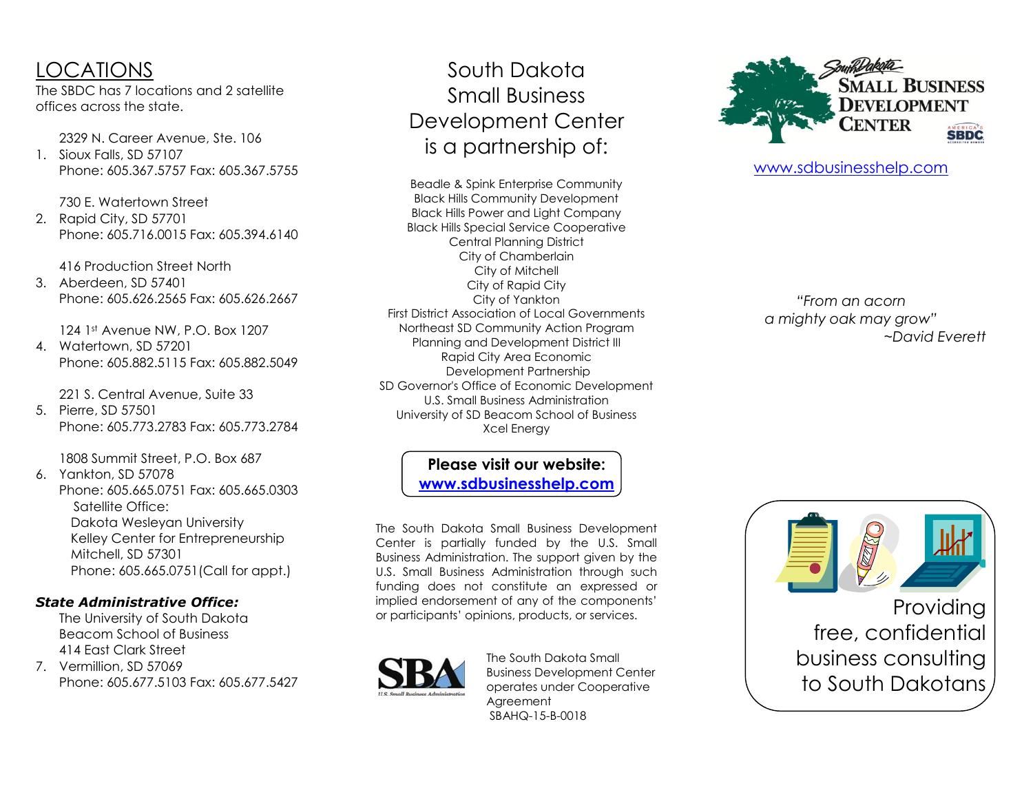# LOCATIONS

The SBDC has 7 locations and 2 satellite offices across the state.

1. 2329 N. Career Avenue, Ste. 106
   Sioux Falls, SD 57107
   Phone: 605.367.5757 Fax: 605.367.5755

2. 730 E. Watertown Street
   Rapid City, SD 57701
   Phone: 605.716.0015 Fax: 605.394.6140

3. 416 Production Street North
   Aberdeen, SD 57401
   Phone: 605.626.2565 Fax: 605.626.2667

4. 124 1st Avenue NW, P.O. Box 1207
   Watertown, SD 57201
   Phone: 605.882.5115 Fax: 605.882.5049

5. 221 S. Central Avenue, Suite 33
   Pierre, SD 57501
   Phone: 605.773.2783 Fax: 605.773.2784

6. 1808 Summit Street, P.O. Box 687
   Yankton, SD 57078
   Phone: 605.665.0751 Fax: 605.665.0303
   Satellite Office:
   Dakota Wesleyan University
   Kelley Center for Entrepreneurship
   Mitchell, SD 57301
   Phone: 605.665.0751(Call for appt.)

***State Administrative Office:***

7. The University of South Dakota
   Beacom School of Business
   414 East Clark Street
   Vermillion, SD 57069
   Phone: 605.677.5103 Fax: 605.677.5427

# South Dakota Small Business Development Center is a partnership of:

Beadle & Spink Enterprise Community
Black Hills Community Development
Black Hills Power and Light Company
Black Hills Special Service Cooperative
Central Planning District
City of Chamberlain
City of Mitchell
City of Rapid City
City of Yankton
First District Association of Local Governments
Northeast SD Community Action Program
Planning and Development District III
Rapid City Area Economic Development Partnership
SD Governor's Office of Economic Development
U.S. Small Business Administration
University of SD Beacom School of Business
Xcel Energy

**Please visit our website:**
**www.sdbusinesshelp.com**

The South Dakota Small Business Development Center is partially funded by the U.S. Small Business Administration. The support given by the U.S. Small Business Administration through such funding does not constitute an expressed or implied endorsement of any of the components' or participants' opinions, products, or services.

SBA
U.S. Small Business Administration

The South Dakota Small Business Development Center operates under Cooperative Agreement SBAHQ-15-B-0018

South Dakota
SMALL BUSINESS DEVELOPMENT CENTER
AMERICA'S SBDC

www.sdbusinesshelp.com

*"From an acorn a mighty oak may grow"*
*~David Everett*

Providing free, confidential business consulting to South Dakotans